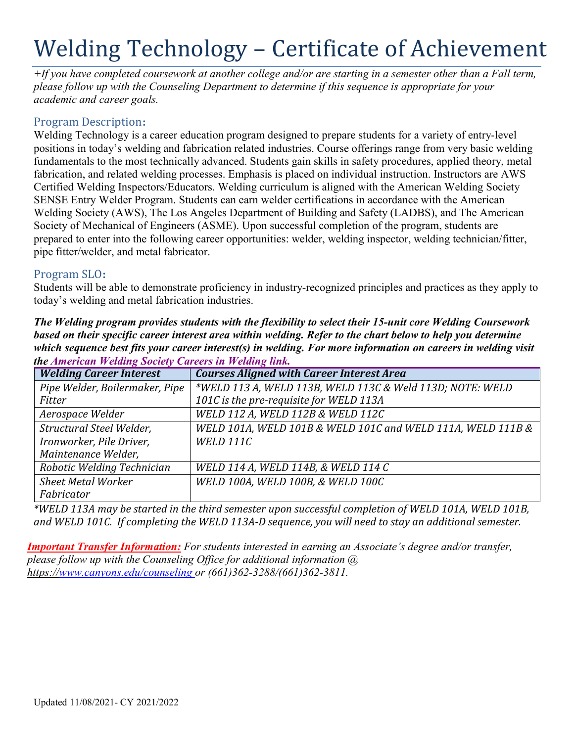# Welding Technology – Certificate of Achievement

*+If you have completed coursework at another college and/or are starting in a semester other than a Fall term, please follow up with the Counseling Department to determine if this sequence is appropriate for your academic and career goals.*

## Program Description:

Welding Technology is a career education program designed to prepare students for a variety of entry-level positions in today's welding and fabrication related industries. Course offerings range from very basic welding fundamentals to the most technically advanced. Students gain skills in safety procedures, applied theory, metal fabrication, and related welding processes. Emphasis is placed on individual instruction. Instructors are AWS Certified Welding Inspectors/Educators. Welding curriculum is aligned with the American Welding Society SENSE Entry Welder Program. Students can earn welder certifications in accordance with the American Welding Society (AWS), The Los Angeles Department of Building and Safety (LADBS), and The American Society of Mechanical of Engineers (ASME). Upon successful completion of the program, students are prepared to enter into the following career opportunities: welder, welding inspector, welding technician/fitter, pipe fitter/welder, and metal fabricator.

## Program SLO:

Students will be able to demonstrate proficiency in industry-recognized principles and practices as they apply to today's welding and metal fabrication industries.

***The Welding program provides students with the flexibility to select their 15-unit core Welding Coursework based on their specific career interest area within welding. Refer to the chart below to help you determine which sequence best fits your career interest(s) in welding. For more information on careers in welding visit the American Welding Society Careers in Welding link.***

| *Welding Career Interest* | *Courses Aligned with Career Interest Area* |
|---|---|
| *Pipe Welder, Boilermaker, Pipe Fitter* | *\*WELD 113 A, WELD 113B, WELD 113C & Weld 113D; NOTE: WELD 101C is the pre-requisite for WELD 113A* |
| *Aerospace Welder* | *WELD 112 A, WELD 112B & WELD 112C* |
| *Structural Steel Welder, Ironworker, Pile Driver, Maintenance Welder,* | *WELD 101A, WELD 101B & WELD 101C and WELD 111A, WELD 111B & WELD 111C* |
| *Robotic Welding Technician* | *WELD 114 A, WELD 114B, & WELD 114 C* |
| *Sheet Metal Worker Fabricator* | *WELD 100A, WELD 100B, & WELD 100C* |

*\*WELD 113A may be started in the third semester upon successful completion of WELD 101A, WELD 101B, and WELD 101C. If completing the WELD 113A-D sequence, you will need to stay an additional semester.*

***Important Transfer Information:*** *For students interested in earning an Associate's degree and/or transfer, please follow up with the Counseling Office for additional information @ https://www.canyons.edu/counseling or (661)362-3288/(661)362-3811.*

Updated 11/08/2021- CY 2021/2022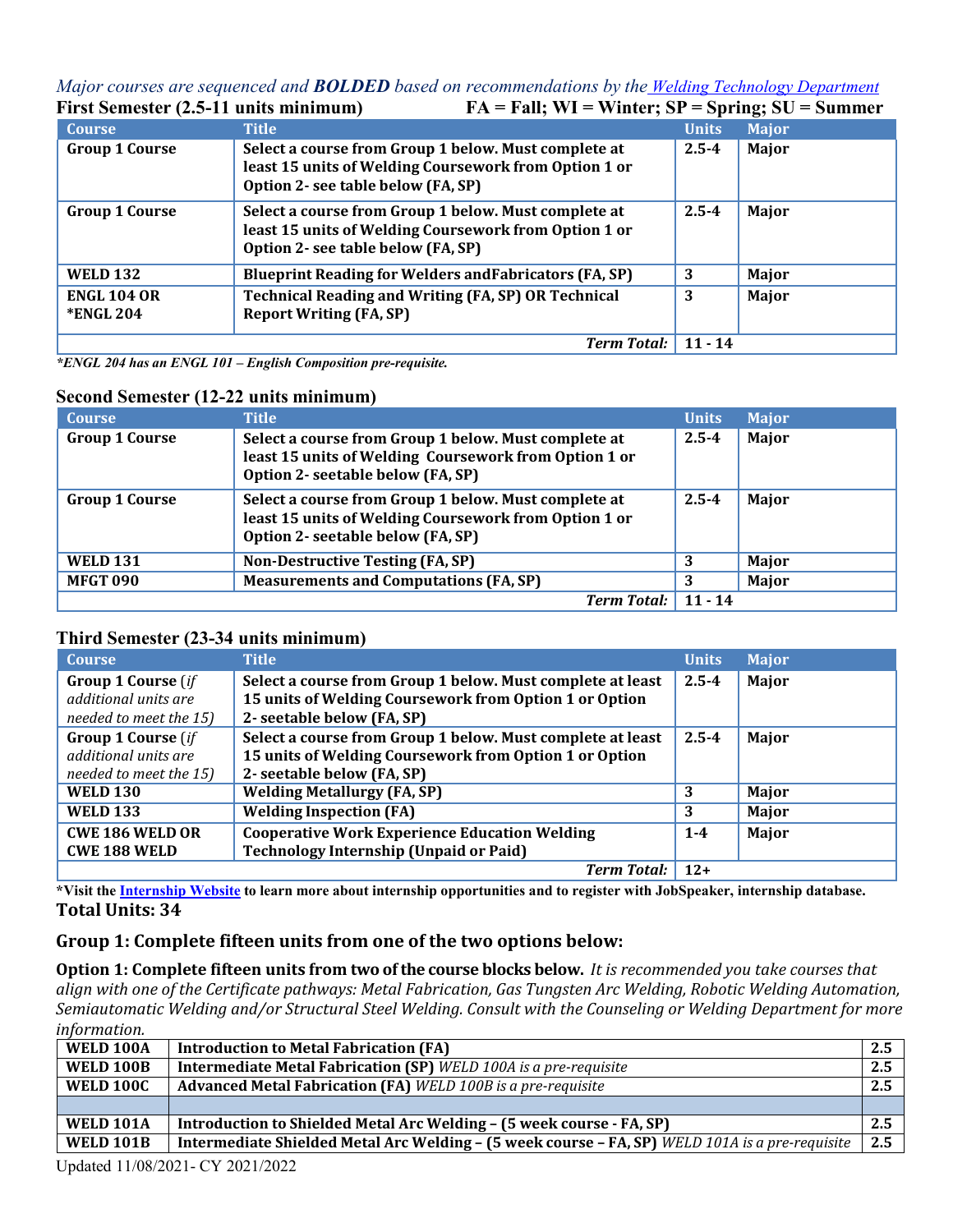*Major courses are sequenced and* ***BOLDED*** *based on recommendations by the [Welding Technology Department]()*

**First Semester (2.5-11 units minimum)** **FA = Fall; WI = Winter; SP = Spring; SU = Summer**

| Course | Title | Units | Major |
|---|---|---|---|
| **Group 1 Course** | **Select a course from Group 1 below. Must complete at least 15 units of Welding Coursework from Option 1 or Option 2- see table below (FA, SP)** | **2.5-4** | **Major** |
| **Group 1 Course** | **Select a course from Group 1 below. Must complete at least 15 units of Welding Coursework from Option 1 or Option 2- see table below (FA, SP)** | **2.5-4** | **Major** |
| **WELD 132** | **Blueprint Reading for Welders andFabricators (FA, SP)** | **3** | **Major** |
| **ENGL 104 OR *ENGL 204** | **Technical Reading and Writing (FA, SP) OR Technical Report Writing (FA, SP)** | **3** | **Major** |
| | ***Term Total:*** | **11 - 14** | |

***ENGL 204 has an ENGL 101 – English Composition pre-requisite.***

**Second Semester (12-22 units minimum)**

| Course | Title | Units | Major |
|---|---|---|---|
| **Group 1 Course** | **Select a course from Group 1 below. Must complete at least 15 units of Welding Coursework from Option 1 or Option 2- seetable below (FA, SP)** | **2.5-4** | **Major** |
| **Group 1 Course** | **Select a course from Group 1 below. Must complete at least 15 units of Welding Coursework from Option 1 or Option 2- seetable below (FA, SP)** | **2.5-4** | **Major** |
| **WELD 131** | **Non-Destructive Testing (FA, SP)** | **3** | **Major** |
| **MFGT 090** | **Measurements and Computations (FA, SP)** | **3** | **Major** |
| | ***Term Total:*** | **11 - 14** | |

**Third Semester (23-34 units minimum)**

| Course | Title | Units | Major |
|---|---|---|---|
| **Group 1 Course** (*if additional units are needed to meet the 15)* | **Select a course from Group 1 below. Must complete at least 15 units of Welding Coursework from Option 1 or Option 2- seetable below (FA, SP)** | **2.5-4** | **Major** |
| **Group 1 Course** (*if additional units are needed to meet the 15)* | **Select a course from Group 1 below. Must complete at least 15 units of Welding Coursework from Option 1 or Option 2- seetable below (FA, SP)** | **2.5-4** | **Major** |
| **WELD 130** | **Welding Metallurgy (FA, SP)** | **3** | **Major** |
| **WELD 133** | **Welding Inspection (FA)** | **3** | **Major** |
| **CWE 186 WELD OR CWE 188 WELD** | **Cooperative Work Experience Education Welding Technology Internship (Unpaid or Paid)** | **1-4** | **Major** |
| | ***Term Total:*** | **12+** | |

***Visit the [Internship Website]() to learn more about internship opportunities and to register with JobSpeaker, internship database.**

**Total Units: 34**

## Group 1: Complete fifteen units from one of the two options below:

**Option 1: Complete fifteen units from two of the course blocks below.** *It is recommended you take courses that align with one of the Certificate pathways: Metal Fabrication, Gas Tungsten Arc Welding, Robotic Welding Automation, Semiautomatic Welding and/or Structural Steel Welding. Consult with the Counseling or Welding Department for more information.*

| | | |
|---|---|---|
| **WELD 100A** | **Introduction to Metal Fabrication (FA)** | **2.5** |
| **WELD 100B** | **Intermediate Metal Fabrication (SP)** *WELD 100A is a pre-requisite* | **2.5** |
| **WELD 100C** | **Advanced Metal Fabrication (FA)** *WELD 100B is a pre-requisite* | **2.5** |
| | | |
| **WELD 101A** | **Introduction to Shielded Metal Arc Welding – (5 week course - FA, SP)** | **2.5** |
| **WELD 101B** | **Intermediate Shielded Metal Arc Welding – (5 week course – FA, SP)** *WELD 101A is a pre-requisite* | **2.5** |

Updated 11/08/2021- CY 2021/2022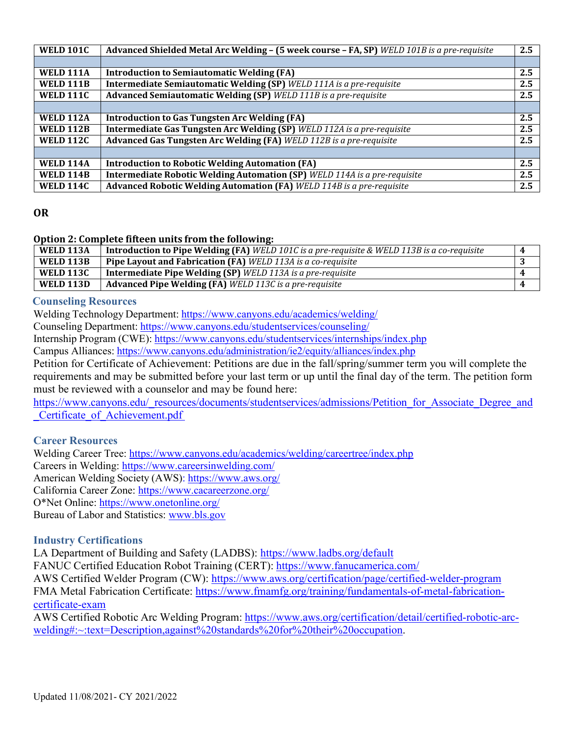| | | |
|---|---|---|
| **WELD 101C** | **Advanced Shielded Metal Arc Welding – (5 week course – FA, SP)** *WELD 101B is a pre-requisite* | **2.5** |
| | | |
| **WELD 111A** | **Introduction to Semiautomatic Welding (FA)** | **2.5** |
| **WELD 111B** | **Intermediate Semiautomatic Welding (SP)** *WELD 111A is a pre-requisite* | **2.5** |
| **WELD 111C** | **Advanced Semiautomatic Welding (SP)** *WELD 111B is a pre-requisite* | **2.5** |
| | | |
| **WELD 112A** | **Introduction to Gas Tungsten Arc Welding (FA)** | **2.5** |
| **WELD 112B** | **Intermediate Gas Tungsten Arc Welding (SP)** *WELD 112A is a pre-requisite* | **2.5** |
| **WELD 112C** | **Advanced Gas Tungsten Arc Welding (FA)** *WELD 112B is a pre-requisite* | **2.5** |
| | | |
| **WELD 114A** | **Introduction to Robotic Welding Automation (FA)** | **2.5** |
| **WELD 114B** | **Intermediate Robotic Welding Automation (SP)** *WELD 114A is a pre-requisite* | **2.5** |
| **WELD 114C** | **Advanced Robotic Welding Automation (FA)** *WELD 114B is a pre-requisite* | **2.5** |

**OR**

**Option 2: Complete fifteen units from the following:**

| | | |
|---|---|---|
| **WELD 113A** | **Introduction to Pipe Welding (FA)** *WELD 101C is a pre-requisite & WELD 113B is a co-requisite* | **4** |
| **WELD 113B** | **Pipe Layout and Fabrication (FA)** *WELD 113A is a co-requisite* | **3** |
| **WELD 113C** | **Intermediate Pipe Welding (SP)** *WELD 113A is a pre-requisite* | **4** |
| **WELD 113D** | **Advanced Pipe Welding (FA)** *WELD 113C is a pre-requisite* | **4** |

## Counseling Resources

Welding Technology Department: https://www.canyons.edu/academics/welding/
Counseling Department: https://www.canyons.edu/studentservices/counseling/
Internship Program (CWE): https://www.canyons.edu/studentservices/internships/index.php
Campus Alliances: https://www.canyons.edu/administration/ie2/equity/alliances/index.php
Petition for Certificate of Achievement: Petitions are due in the fall/spring/summer term you will complete the requirements and may be submitted before your last term or up until the final day of the term. The petition form must be reviewed with a counselor and may be found here:
https://www.canyons.edu/_resources/documents/studentservices/admissions/Petition_for_Associate_Degree_and_Certificate_of_Achievement.pdf

## Career Resources

Welding Career Tree: https://www.canyons.edu/academics/welding/careertree/index.php
Careers in Welding: https://www.careersinwelding.com/
American Welding Society (AWS): https://www.aws.org/
California Career Zone: https://www.cacareerzone.org/
O*Net Online: https://www.onetonline.org/
Bureau of Labor and Statistics: www.bls.gov

## Industry Certifications

LA Department of Building and Safety (LADBS): https://www.ladbs.org/default
FANUC Certified Education Robot Training (CERT): https://www.fanucamerica.com/
AWS Certified Welder Program (CW): https://www.aws.org/certification/page/certified-welder-program
FMA Metal Fabrication Certificate: https://www.fmamfg.org/training/fundamentals-of-metal-fabrication-certificate-exam
AWS Certified Robotic Arc Welding Program: https://www.aws.org/certification/detail/certified-robotic-arc-welding#:~:text=Description,against%20standards%20for%20their%20occupation.

Updated 11/08/2021- CY 2021/2022